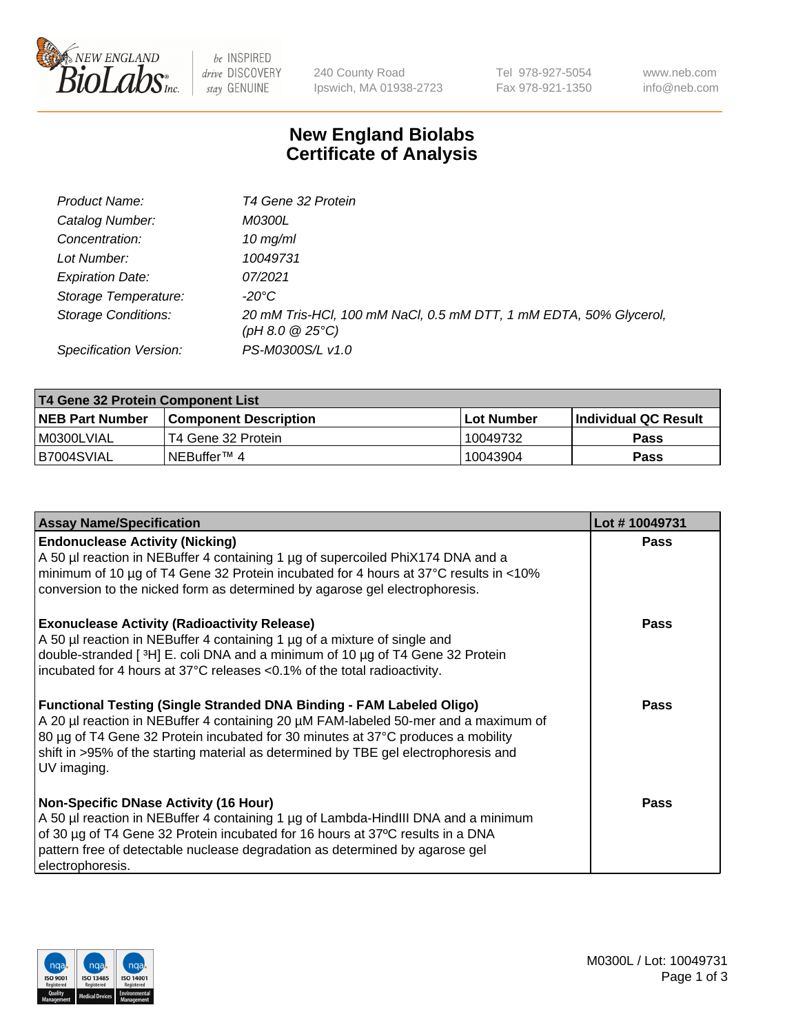New England Biolabs Inc. — be INSPIRED drive DISCOVERY stay GENUINE

240 County Road
Ipswich, MA 01938-2723

Tel 978-927-5054
Fax 978-921-1350

www.neb.com
info@neb.com

# New England Biolabs Certificate of Analysis

| | |
|---|---|
| *Product Name:* | *T4 Gene 32 Protein* |
| *Catalog Number:* | *M0300L* |
| *Concentration:* | *10 mg/ml* |
| *Lot Number:* | *10049731* |
| *Expiration Date:* | *07/2021* |
| *Storage Temperature:* | *-20°C* |
| *Storage Conditions:* | *20 mM Tris-HCl, 100 mM NaCl, 0.5 mM DTT, 1 mM EDTA, 50% Glycerol, (pH 8.0 @ 25°C)* |
| *Specification Version:* | *PS-M0300S/L v1.0* |

| **T4 Gene 32 Protein Component List** | | | |
|---|---|---|---|
| **NEB Part Number** | **Component Description** | **Lot Number** | **Individual QC Result** |
| M0300LVIAL | T4 Gene 32 Protein | 10049732 | **Pass** |
| B7004SVIAL | NEBuffer™ 4 | 10043904 | **Pass** |

| **Assay Name/Specification** | **Lot # 10049731** |
|---|---|
| **Endonuclease Activity (Nicking)**<br>A 50 µl reaction in NEBuffer 4 containing 1 µg of supercoiled PhiX174 DNA and a minimum of 10 µg of T4 Gene 32 Protein incubated for 4 hours at 37°C results in <10% conversion to the nicked form as determined by agarose gel electrophoresis. | **Pass** |
| **Exonuclease Activity (Radioactivity Release)**<br>A 50 µl reaction in NEBuffer 4 containing 1 µg of a mixture of single and double-stranded [ $^3$H] E. coli DNA and a minimum of 10 µg of T4 Gene 32 Protein incubated for 4 hours at 37°C releases <0.1% of the total radioactivity. | **Pass** |
| **Functional Testing (Single Stranded DNA Binding - FAM Labeled Oligo)**<br>A 20 µl reaction in NEBuffer 4 containing 20 µM FAM-labeled 50-mer and a maximum of 80 µg of T4 Gene 32 Protein incubated for 30 minutes at 37°C produces a mobility shift in >95% of the starting material as determined by TBE gel electrophoresis and UV imaging. | **Pass** |
| **Non-Specific DNase Activity (16 Hour)**<br>A 50 µl reaction in NEBuffer 4 containing 1 µg of Lambda-HindIII DNA and a minimum of 30 µg of T4 Gene 32 Protein incubated for 16 hours at 37ºC results in a DNA pattern free of detectable nuclease degradation as determined by agarose gel electrophoresis. | **Pass** |

M0300L / Lot: 10049731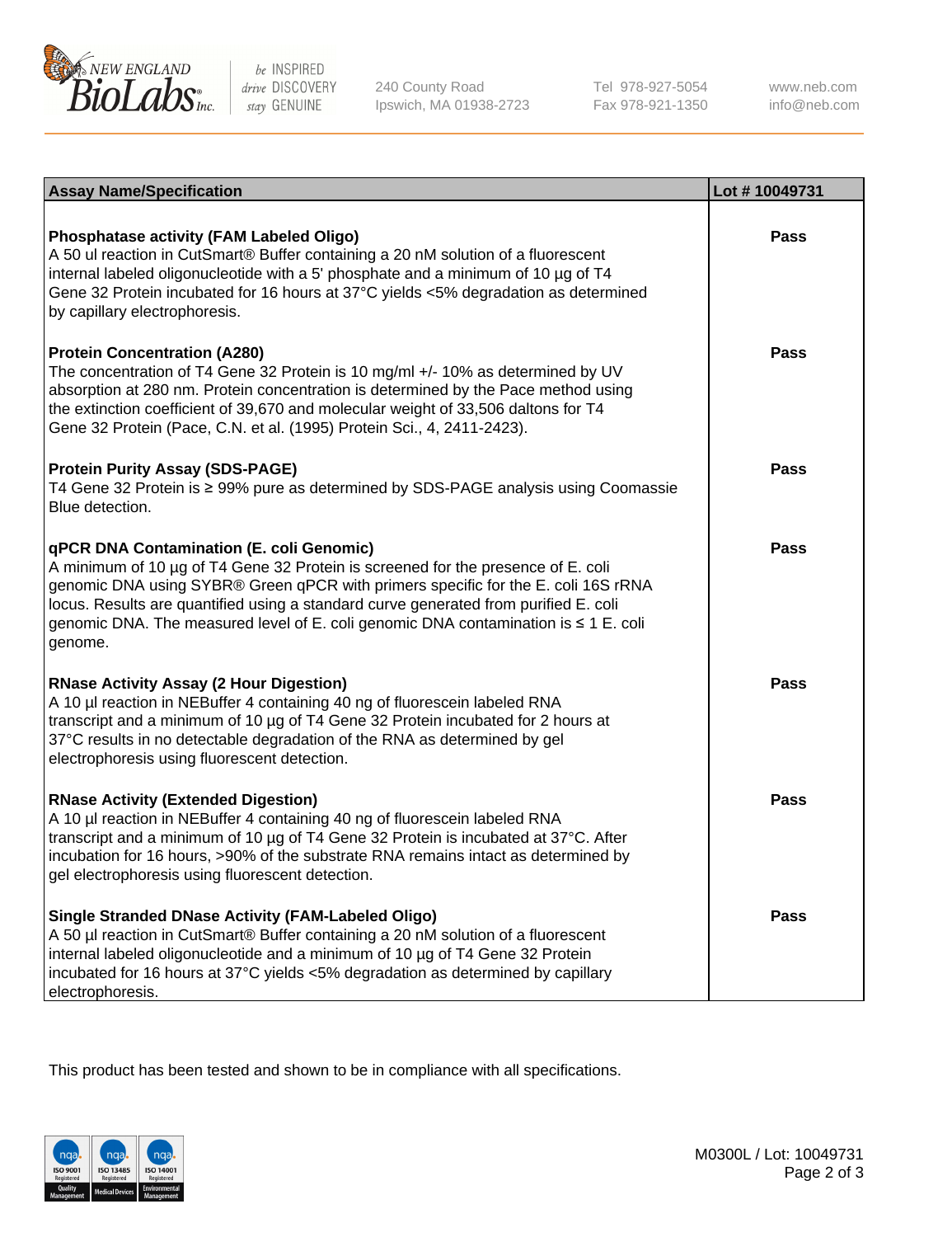| Assay Name/Specification | Lot # 10049731 |
| --- | --- |
| **Phosphatase activity (FAM Labeled Oligo)**<br>A 50 ul reaction in CutSmart® Buffer containing a 20 nM solution of a fluorescent internal labeled oligonucleotide with a 5' phosphate and a minimum of 10 µg of T4 Gene 32 Protein incubated for 16 hours at 37°C yields <5% degradation as determined by capillary electrophoresis. | Pass |
| **Protein Concentration (A280)**<br>The concentration of T4 Gene 32 Protein is 10 mg/ml +/- 10% as determined by UV absorption at 280 nm. Protein concentration is determined by the Pace method using the extinction coefficient of 39,670 and molecular weight of 33,506 daltons for T4 Gene 32 Protein (Pace, C.N. et al. (1995) Protein Sci., 4, 2411-2423). | Pass |
| **Protein Purity Assay (SDS-PAGE)**<br>T4 Gene 32 Protein is ≥ 99% pure as determined by SDS-PAGE analysis using Coomassie Blue detection. | Pass |
| **qPCR DNA Contamination (E. coli Genomic)**<br>A minimum of 10 µg of T4 Gene 32 Protein is screened for the presence of E. coli genomic DNA using SYBR® Green qPCR with primers specific for the E. coli 16S rRNA locus. Results are quantified using a standard curve generated from purified E. coli genomic DNA. The measured level of E. coli genomic DNA contamination is ≤ 1 E. coli genome. | Pass |
| **RNase Activity Assay (2 Hour Digestion)**<br>A 10 µl reaction in NEBuffer 4 containing 40 ng of fluorescein labeled RNA transcript and a minimum of 10 µg of T4 Gene 32 Protein incubated for 2 hours at 37°C results in no detectable degradation of the RNA as determined by gel electrophoresis using fluorescent detection. | Pass |
| **RNase Activity (Extended Digestion)**<br>A 10 µl reaction in NEBuffer 4 containing 40 ng of fluorescein labeled RNA transcript and a minimum of 10 µg of T4 Gene 32 Protein is incubated at 37°C. After incubation for 16 hours, >90% of the substrate RNA remains intact as determined by gel electrophoresis using fluorescent detection. | Pass |
| **Single Stranded DNase Activity (FAM-Labeled Oligo)**<br>A 50 µl reaction in CutSmart® Buffer containing a 20 nM solution of a fluorescent internal labeled oligonucleotide and a minimum of 10 µg of T4 Gene 32 Protein incubated for 16 hours at 37°C yields <5% degradation as determined by capillary electrophoresis. | Pass |

This product has been tested and shown to be in compliance with all specifications.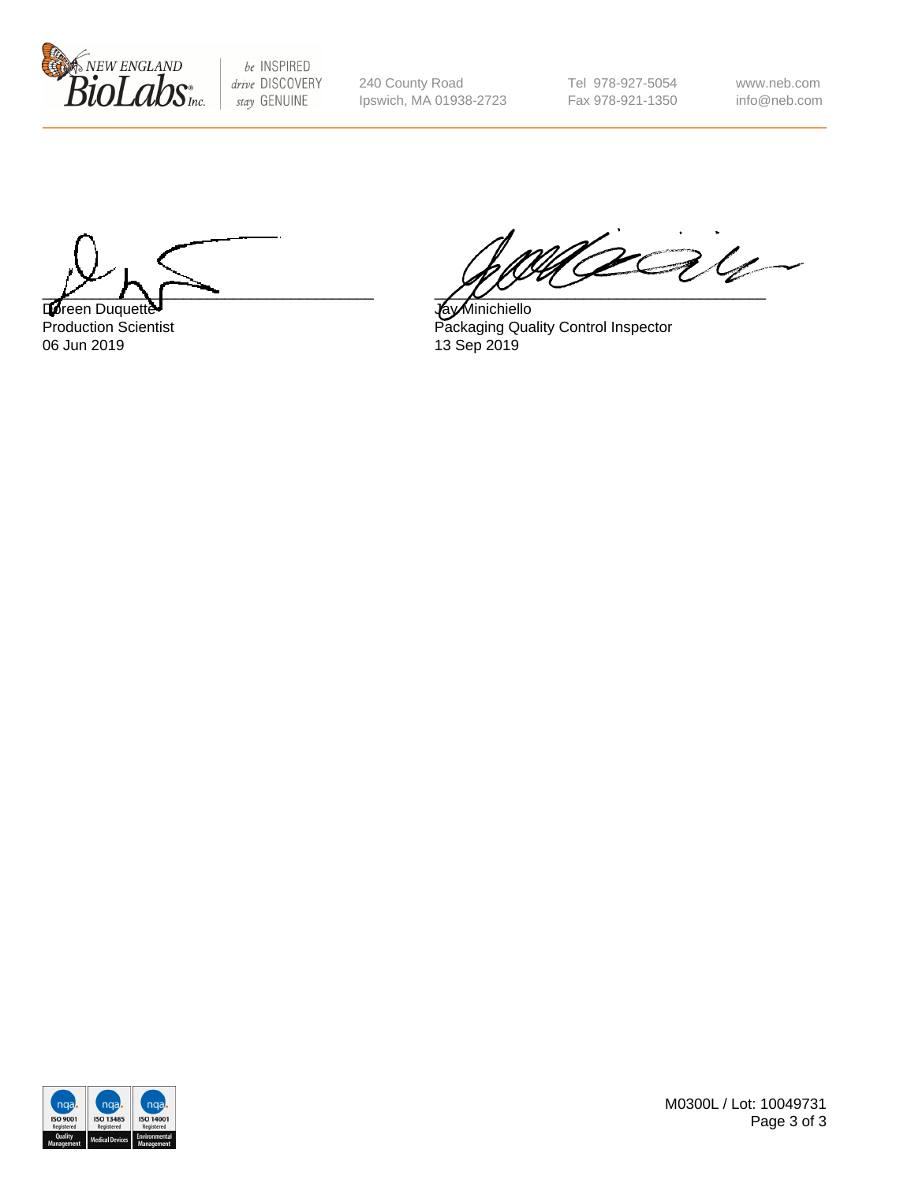NEW ENGLAND BioLabs Inc.

be INSPIRED drive DISCOVERY stay GENUINE

240 County Road
Ipswich, MA 01938-2723

Tel 978-927-5054
Fax 978-921-1350

www.neb.com
info@neb.com

Doreen Duquette
Production Scientist
06 Jun 2019

Jay Minichiello
Packaging Quality Control Inspector
13 Sep 2019

nqa ISO 9001 Registered Quality Management | nqa ISO 13485 Registered Medical Devices | nqa ISO 14001 Registered Environmental Management

M0300L / Lot: 10049731